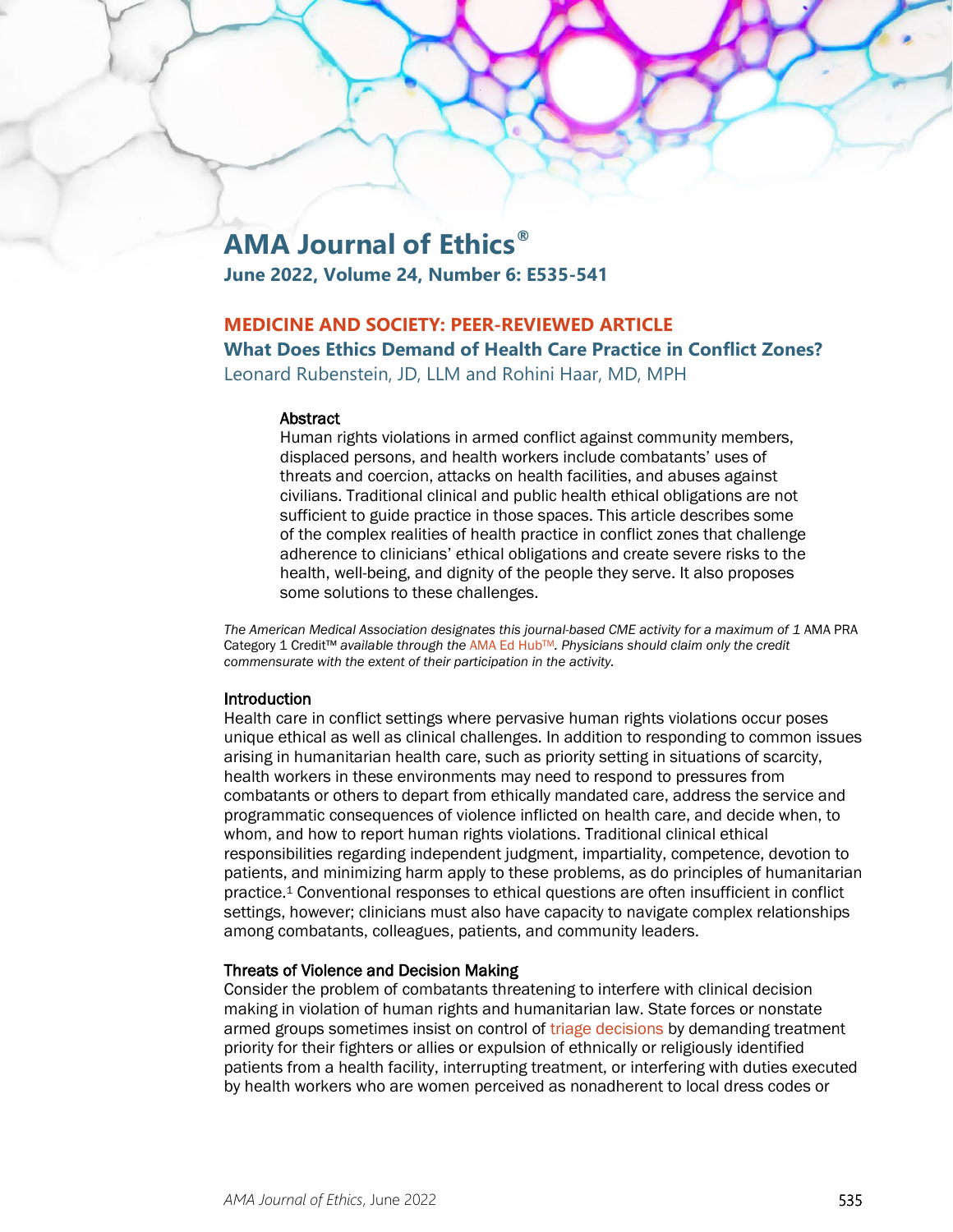# AMA Journal of Ethics®

**June 2022, Volume 24, Number 6: E535-541**

## MEDICINE AND SOCIETY: PEER-REVIEWED ARTICLE

## What Does Ethics Demand of Health Care Practice in Conflict Zones?

Leonard Rubenstein, JD, LLM and Rohini Haar, MD, MPH

### Abstract

Human rights violations in armed conflict against community members, displaced persons, and health workers include combatants' uses of threats and coercion, attacks on health facilities, and abuses against civilians. Traditional clinical and public health ethical obligations are not sufficient to guide practice in those spaces. This article describes some of the complex realities of health practice in conflict zones that challenge adherence to clinicians' ethical obligations and create severe risks to the health, well-being, and dignity of the people they serve. It also proposes some solutions to these challenges.

*The American Medical Association designates this journal-based CME activity for a maximum of 1* AMA PRA Category 1 Credit™ *available through the* AMA Ed Hub™*. Physicians should claim only the credit commensurate with the extent of their participation in the activity.*

### Introduction

Health care in conflict settings where pervasive human rights violations occur poses unique ethical as well as clinical challenges. In addition to responding to common issues arising in humanitarian health care, such as priority setting in situations of scarcity, health workers in these environments may need to respond to pressures from combatants or others to depart from ethically mandated care, address the service and programmatic consequences of violence inflicted on health care, and decide when, to whom, and how to report human rights violations. Traditional clinical ethical responsibilities regarding independent judgment, impartiality, competence, devotion to patients, and minimizing harm apply to these problems, as do principles of humanitarian practice.[1] Conventional responses to ethical questions are often insufficient in conflict settings, however; clinicians must also have capacity to navigate complex relationships among combatants, colleagues, patients, and community leaders.

### Threats of Violence and Decision Making

Consider the problem of combatants threatening to interfere with clinical decision making in violation of human rights and humanitarian law. State forces or nonstate armed groups sometimes insist on control of triage decisions by demanding treatment priority for their fighters or allies or expulsion of ethnically or religiously identified patients from a health facility, interrupting treatment, or interfering with duties executed by health workers who are women perceived as nonadherent to local dress codes or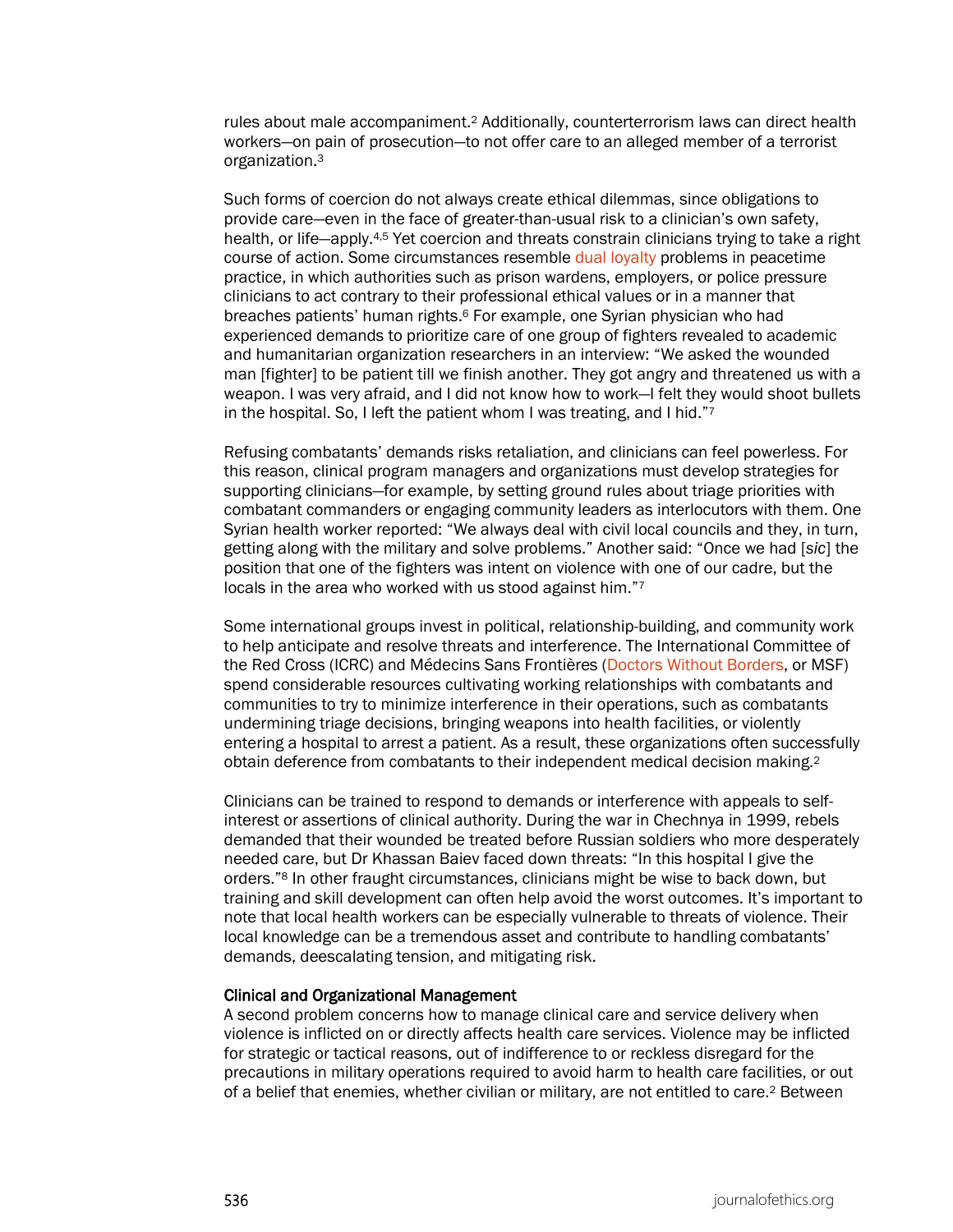rules about male accompaniment.[2] Additionally, counterterrorism laws can direct health workers—on pain of prosecution—to not offer care to an alleged member of a terrorist organization.[3]

Such forms of coercion do not always create ethical dilemmas, since obligations to provide care—even in the face of greater-than-usual risk to a clinician's own safety, health, or life—apply.[4,5] Yet coercion and threats constrain clinicians trying to take a right course of action. Some circumstances resemble dual loyalty problems in peacetime practice, in which authorities such as prison wardens, employers, or police pressure clinicians to act contrary to their professional ethical values or in a manner that breaches patients' human rights.[6] For example, one Syrian physician who had experienced demands to prioritize care of one group of fighters revealed to academic and humanitarian organization researchers in an interview: "We asked the wounded man [fighter] to be patient till we finish another. They got angry and threatened us with a weapon. I was very afraid, and I did not know how to work—I felt they would shoot bullets in the hospital. So, I left the patient whom I was treating, and I hid."[7]

Refusing combatants' demands risks retaliation, and clinicians can feel powerless. For this reason, clinical program managers and organizations must develop strategies for supporting clinicians—for example, by setting ground rules about triage priorities with combatant commanders or engaging community leaders as interlocutors with them. One Syrian health worker reported: "We always deal with civil local councils and they, in turn, getting along with the military and solve problems." Another said: "Once we had [*sic*] the position that one of the fighters was intent on violence with one of our cadre, but the locals in the area who worked with us stood against him."[7]

Some international groups invest in political, relationship-building, and community work to help anticipate and resolve threats and interference. The International Committee of the Red Cross (ICRC) and Médecins Sans Frontières (Doctors Without Borders, or MSF) spend considerable resources cultivating working relationships with combatants and communities to try to minimize interference in their operations, such as combatants undermining triage decisions, bringing weapons into health facilities, or violently entering a hospital to arrest a patient. As a result, these organizations often successfully obtain deference from combatants to their independent medical decision making.[2]

Clinicians can be trained to respond to demands or interference with appeals to self-interest or assertions of clinical authority. During the war in Chechnya in 1999, rebels demanded that their wounded be treated before Russian soldiers who more desperately needed care, but Dr Khassan Baiev faced down threats: "In this hospital I give the orders."[8] In other fraught circumstances, clinicians might be wise to back down, but training and skill development can often help avoid the worst outcomes. It's important to note that local health workers can be especially vulnerable to threats of violence. Their local knowledge can be a tremendous asset and contribute to handling combatants' demands, deescalating tension, and mitigating risk.

### Clinical and Organizational Management

A second problem concerns how to manage clinical care and service delivery when violence is inflicted on or directly affects health care services. Violence may be inflicted for strategic or tactical reasons, out of indifference to or reckless disregard for the precautions in military operations required to avoid harm to health care facilities, or out of a belief that enemies, whether civilian or military, are not entitled to care.[2] Between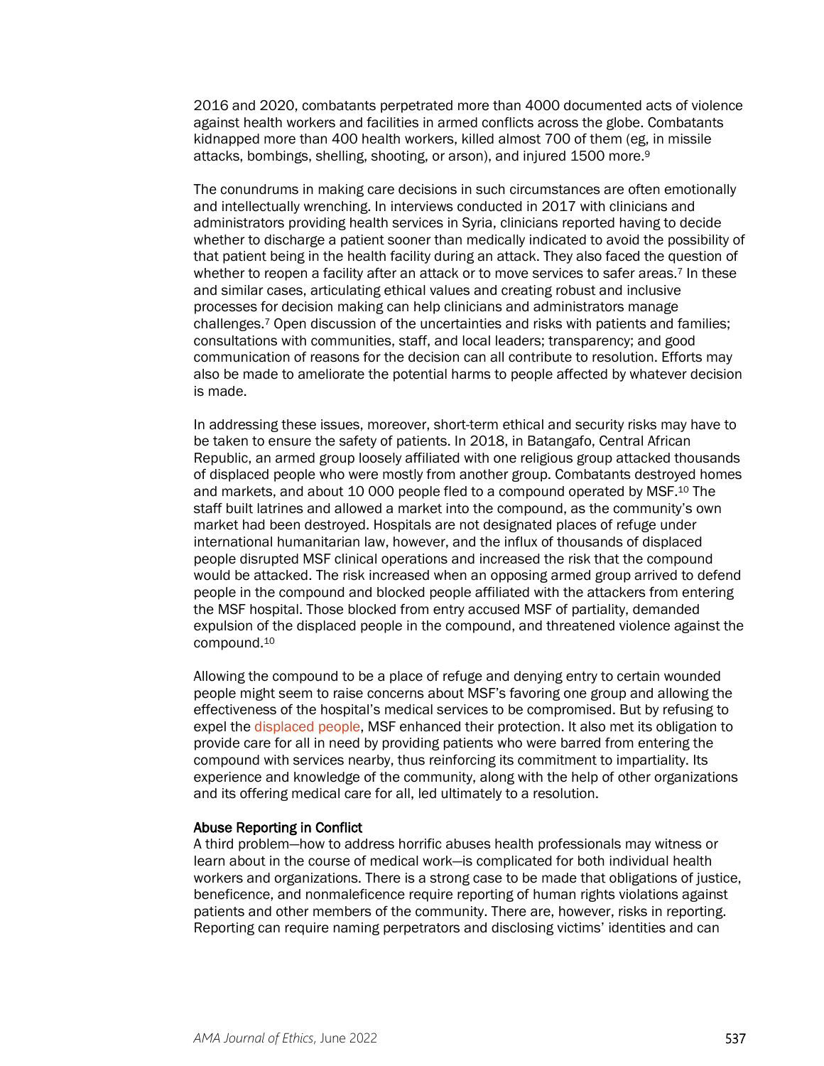2016 and 2020, combatants perpetrated more than 4000 documented acts of violence against health workers and facilities in armed conflicts across the globe. Combatants kidnapped more than 400 health workers, killed almost 700 of them (eg, in missile attacks, bombings, shelling, shooting, or arson), and injured 1500 more.[9]

The conundrums in making care decisions in such circumstances are often emotionally and intellectually wrenching. In interviews conducted in 2017 with clinicians and administrators providing health services in Syria, clinicians reported having to decide whether to discharge a patient sooner than medically indicated to avoid the possibility of that patient being in the health facility during an attack. They also faced the question of whether to reopen a facility after an attack or to move services to safer areas.[7] In these and similar cases, articulating ethical values and creating robust and inclusive processes for decision making can help clinicians and administrators manage challenges.[7] Open discussion of the uncertainties and risks with patients and families; consultations with communities, staff, and local leaders; transparency; and good communication of reasons for the decision can all contribute to resolution. Efforts may also be made to ameliorate the potential harms to people affected by whatever decision is made.

In addressing these issues, moreover, short-term ethical and security risks may have to be taken to ensure the safety of patients. In 2018, in Batangafo, Central African Republic, an armed group loosely affiliated with one religious group attacked thousands of displaced people who were mostly from another group. Combatants destroyed homes and markets, and about 10 000 people fled to a compound operated by MSF.[10] The staff built latrines and allowed a market into the compound, as the community's own market had been destroyed. Hospitals are not designated places of refuge under international humanitarian law, however, and the influx of thousands of displaced people disrupted MSF clinical operations and increased the risk that the compound would be attacked. The risk increased when an opposing armed group arrived to defend people in the compound and blocked people affiliated with the attackers from entering the MSF hospital. Those blocked from entry accused MSF of partiality, demanded expulsion of the displaced people in the compound, and threatened violence against the compound.[10]

Allowing the compound to be a place of refuge and denying entry to certain wounded people might seem to raise concerns about MSF's favoring one group and allowing the effectiveness of the hospital's medical services to be compromised. But by refusing to expel the displaced people, MSF enhanced their protection. It also met its obligation to provide care for all in need by providing patients who were barred from entering the compound with services nearby, thus reinforcing its commitment to impartiality. Its experience and knowledge of the community, along with the help of other organizations and its offering medical care for all, led ultimately to a resolution.

### Abuse Reporting in Conflict

A third problem—how to address horrific abuses health professionals may witness or learn about in the course of medical work—is complicated for both individual health workers and organizations. There is a strong case to be made that obligations of justice, beneficence, and nonmaleficence require reporting of human rights violations against patients and other members of the community. There are, however, risks in reporting. Reporting can require naming perpetrators and disclosing victims' identities and can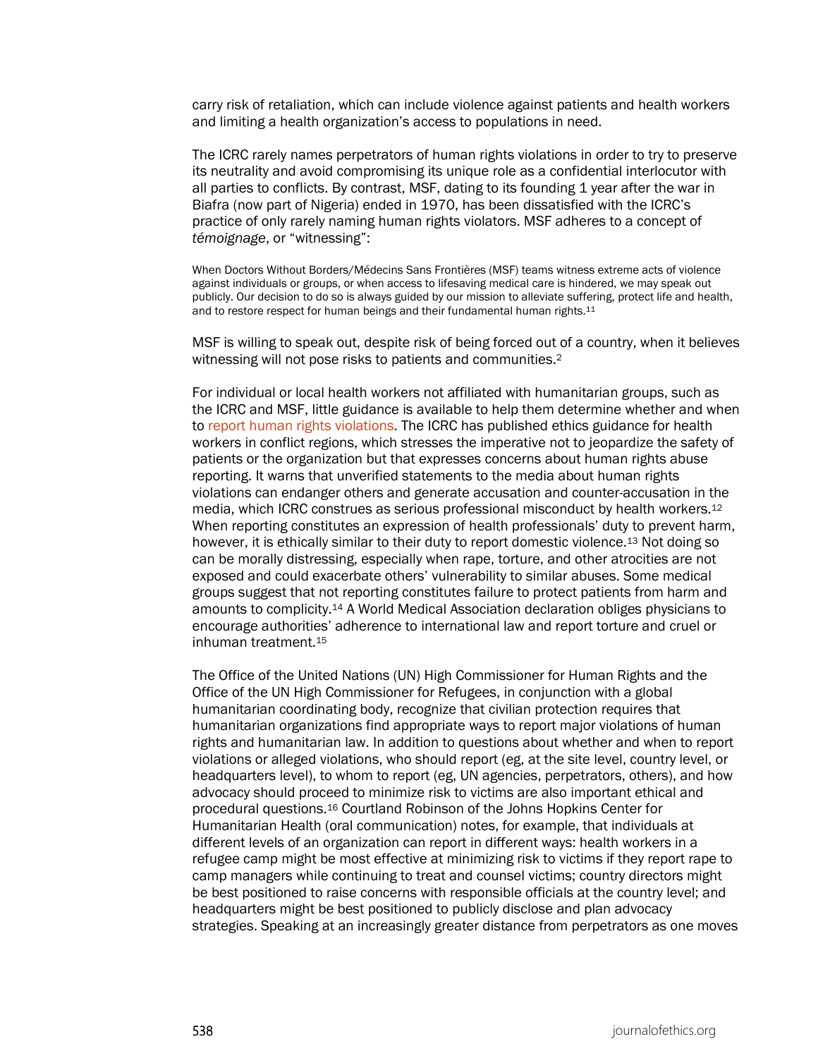carry risk of retaliation, which can include violence against patients and health workers and limiting a health organization's access to populations in need.

The ICRC rarely names perpetrators of human rights violations in order to try to preserve its neutrality and avoid compromising its unique role as a confidential interlocutor with all parties to conflicts. By contrast, MSF, dating to its founding 1 year after the war in Biafra (now part of Nigeria) ended in 1970, has been dissatisfied with the ICRC's practice of only rarely naming human rights violators. MSF adheres to a concept of *témoignage*, or "witnessing":

> When Doctors Without Borders/Médecins Sans Frontières (MSF) teams witness extreme acts of violence against individuals or groups, or when access to lifesaving medical care is hindered, we may speak out publicly. Our decision to do so is always guided by our mission to alleviate suffering, protect life and health, and to restore respect for human beings and their fundamental human rights.[11]

MSF is willing to speak out, despite risk of being forced out of a country, when it believes witnessing will not pose risks to patients and communities.[2]

For individual or local health workers not affiliated with humanitarian groups, such as the ICRC and MSF, little guidance is available to help them determine whether and when to report human rights violations. The ICRC has published ethics guidance for health workers in conflict regions, which stresses the imperative not to jeopardize the safety of patients or the organization but that expresses concerns about human rights abuse reporting. It warns that unverified statements to the media about human rights violations can endanger others and generate accusation and counter-accusation in the media, which ICRC construes as serious professional misconduct by health workers.[12] When reporting constitutes an expression of health professionals' duty to prevent harm, however, it is ethically similar to their duty to report domestic violence.[13] Not doing so can be morally distressing, especially when rape, torture, and other atrocities are not exposed and could exacerbate others' vulnerability to similar abuses. Some medical groups suggest that not reporting constitutes failure to protect patients from harm and amounts to complicity.[14] A World Medical Association declaration obliges physicians to encourage authorities' adherence to international law and report torture and cruel or inhuman treatment.[15]

The Office of the United Nations (UN) High Commissioner for Human Rights and the Office of the UN High Commissioner for Refugees, in conjunction with a global humanitarian coordinating body, recognize that civilian protection requires that humanitarian organizations find appropriate ways to report major violations of human rights and humanitarian law. In addition to questions about whether and when to report violations or alleged violations, who should report (eg, at the site level, country level, or headquarters level), to whom to report (eg, UN agencies, perpetrators, others), and how advocacy should proceed to minimize risk to victims are also important ethical and procedural questions.[16] Courtland Robinson of the Johns Hopkins Center for Humanitarian Health (oral communication) notes, for example, that individuals at different levels of an organization can report in different ways: health workers in a refugee camp might be most effective at minimizing risk to victims if they report rape to camp managers while continuing to treat and counsel victims; country directors might be best positioned to raise concerns with responsible officials at the country level; and headquarters might be best positioned to publicly disclose and plan advocacy strategies. Speaking at an increasingly greater distance from perpetrators as one moves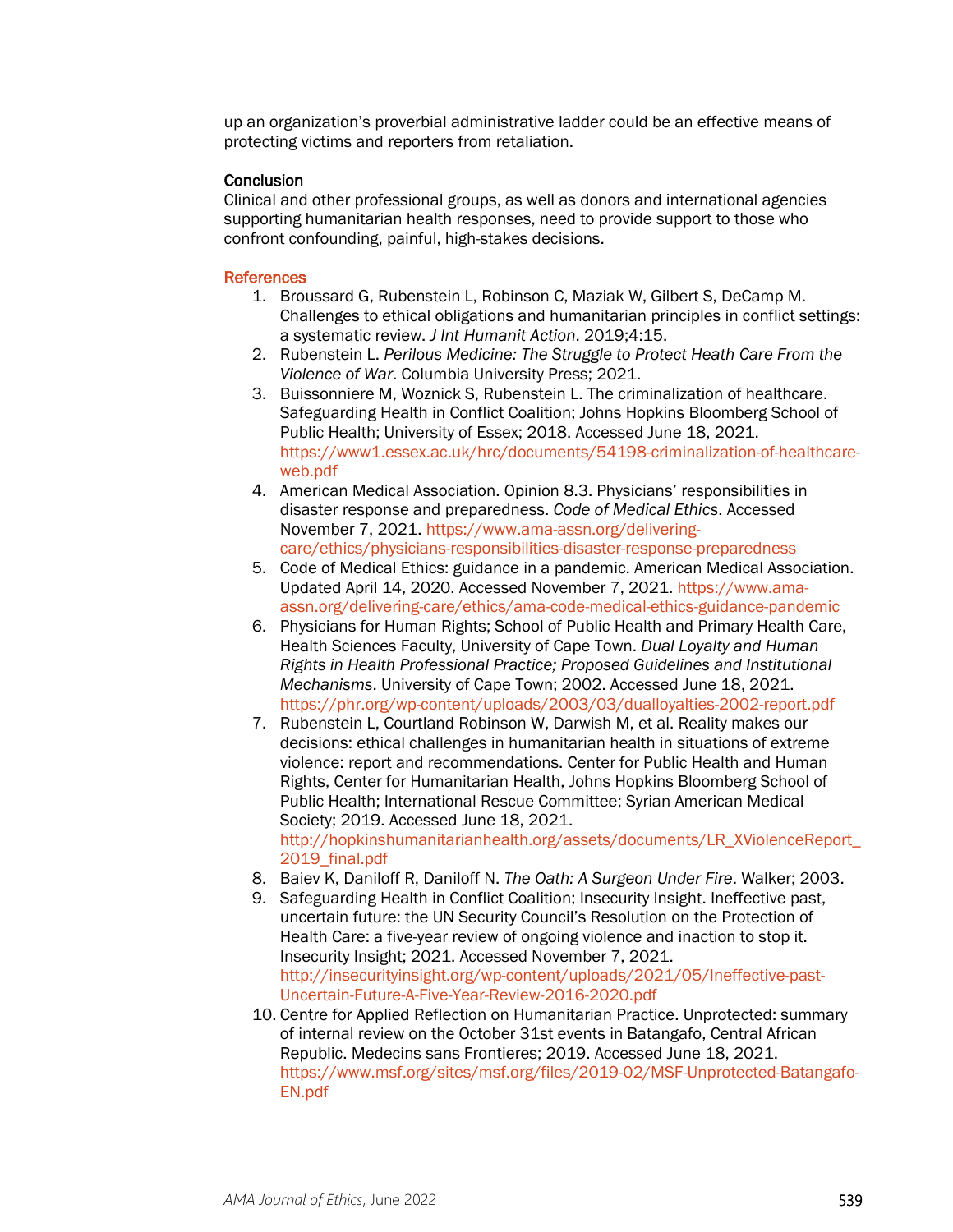up an organization's proverbial administrative ladder could be an effective means of protecting victims and reporters from retaliation.

## Conclusion

Clinical and other professional groups, as well as donors and international agencies supporting humanitarian health responses, need to provide support to those who confront confounding, painful, high-stakes decisions.

## References

1. Broussard G, Rubenstein L, Robinson C, Maziak W, Gilbert S, DeCamp M. Challenges to ethical obligations and humanitarian principles in conflict settings: a systematic review. *J Int Humanit Action*. 2019;4:15.
2. Rubenstein L. *Perilous Medicine: The Struggle to Protect Heath Care From the Violence of War*. Columbia University Press; 2021.
3. Buissonniere M, Woznick S, Rubenstein L. The criminalization of healthcare. Safeguarding Health in Conflict Coalition; Johns Hopkins Bloomberg School of Public Health; University of Essex; 2018. Accessed June 18, 2021. https://www1.essex.ac.uk/hrc/documents/54198-criminalization-of-healthcare-web.pdf
4. American Medical Association. Opinion 8.3. Physicians' responsibilities in disaster response and preparedness. *Code of Medical Ethics*. Accessed November 7, 2021. https://www.ama-assn.org/delivering-care/ethics/physicians-responsibilities-disaster-response-preparedness
5. Code of Medical Ethics: guidance in a pandemic. American Medical Association. Updated April 14, 2020. Accessed November 7, 2021. https://www.ama-assn.org/delivering-care/ethics/ama-code-medical-ethics-guidance-pandemic
6. Physicians for Human Rights; School of Public Health and Primary Health Care, Health Sciences Faculty, University of Cape Town. *Dual Loyalty and Human Rights in Health Professional Practice; Proposed Guidelines and Institutional Mechanisms*. University of Cape Town; 2002. Accessed June 18, 2021. https://phr.org/wp-content/uploads/2003/03/dualloyalties-2002-report.pdf
7. Rubenstein L, Courtland Robinson W, Darwish M, et al. Reality makes our decisions: ethical challenges in humanitarian health in situations of extreme violence: report and recommendations. Center for Public Health and Human Rights, Center for Humanitarian Health, Johns Hopkins Bloomberg School of Public Health; International Rescue Committee; Syrian American Medical Society; 2019. Accessed June 18, 2021. http://hopkinshumanitarianhealth.org/assets/documents/LR_XViolenceReport_2019_final.pdf
8. Baiev K, Daniloff R, Daniloff N. *The Oath: A Surgeon Under Fire*. Walker; 2003.
9. Safeguarding Health in Conflict Coalition; Insecurity Insight. Ineffective past, uncertain future: the UN Security Council's Resolution on the Protection of Health Care: a five-year review of ongoing violence and inaction to stop it. Insecurity Insight; 2021. Accessed November 7, 2021. http://insecurityinsight.org/wp-content/uploads/2021/05/Ineffective-past-Uncertain-Future-A-Five-Year-Review-2016-2020.pdf
10. Centre for Applied Reflection on Humanitarian Practice. Unprotected: summary of internal review on the October 31st events in Batangafo, Central African Republic. Medecins sans Frontieres; 2019. Accessed June 18, 2021. https://www.msf.org/sites/msf.org/files/2019-02/MSF-Unprotected-Batangafo-EN.pdf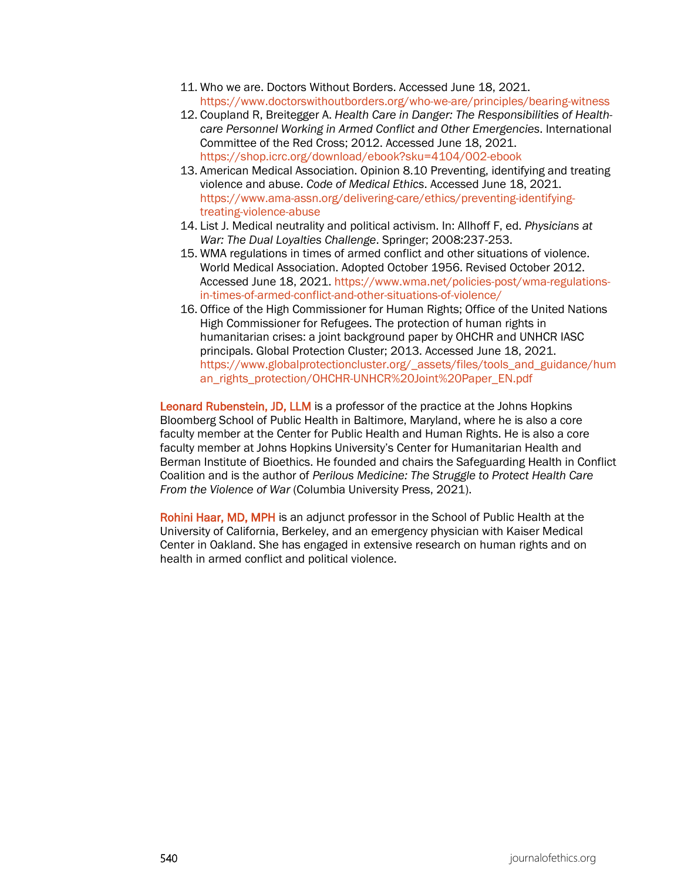11. Who we are. Doctors Without Borders. Accessed June 18, 2021. https://www.doctorswithoutborders.org/who-we-are/principles/bearing-witness
12. Coupland R, Breitegger A. *Health Care in Danger: The Responsibilities of Health-care Personnel Working in Armed Conflict and Other Emergencies*. International Committee of the Red Cross; 2012. Accessed June 18, 2021. https://shop.icrc.org/download/ebook?sku=4104/002-ebook
13. American Medical Association. Opinion 8.10 Preventing, identifying and treating violence and abuse. *Code of Medical Ethics*. Accessed June 18, 2021. https://www.ama-assn.org/delivering-care/ethics/preventing-identifying-treating-violence-abuse
14. List J. Medical neutrality and political activism. In: Allhoff F, ed. *Physicians at War: The Dual Loyalties Challenge*. Springer; 2008:237-253.
15. WMA regulations in times of armed conflict and other situations of violence. World Medical Association. Adopted October 1956. Revised October 2012. Accessed June 18, 2021. https://www.wma.net/policies-post/wma-regulations-in-times-of-armed-conflict-and-other-situations-of-violence/
16. Office of the High Commissioner for Human Rights; Office of the United Nations High Commissioner for Refugees. The protection of human rights in humanitarian crises: a joint background paper by OHCHR and UNHCR IASC principals. Global Protection Cluster; 2013. Accessed June 18, 2021. https://www.globalprotectioncluster.org/_assets/files/tools_and_guidance/human_rights_protection/OHCHR-UNHCR%20Joint%20Paper_EN.pdf

**Leonard Rubenstein, JD, LLM** is a professor of the practice at the Johns Hopkins Bloomberg School of Public Health in Baltimore, Maryland, where he is also a core faculty member at the Center for Public Health and Human Rights. He is also a core faculty member at Johns Hopkins University's Center for Humanitarian Health and Berman Institute of Bioethics. He founded and chairs the Safeguarding Health in Conflict Coalition and is the author of *Perilous Medicine: The Struggle to Protect Health Care From the Violence of War* (Columbia University Press, 2021).

**Rohini Haar, MD, MPH** is an adjunct professor in the School of Public Health at the University of California, Berkeley, and an emergency physician with Kaiser Medical Center in Oakland. She has engaged in extensive research on human rights and on health in armed conflict and political violence.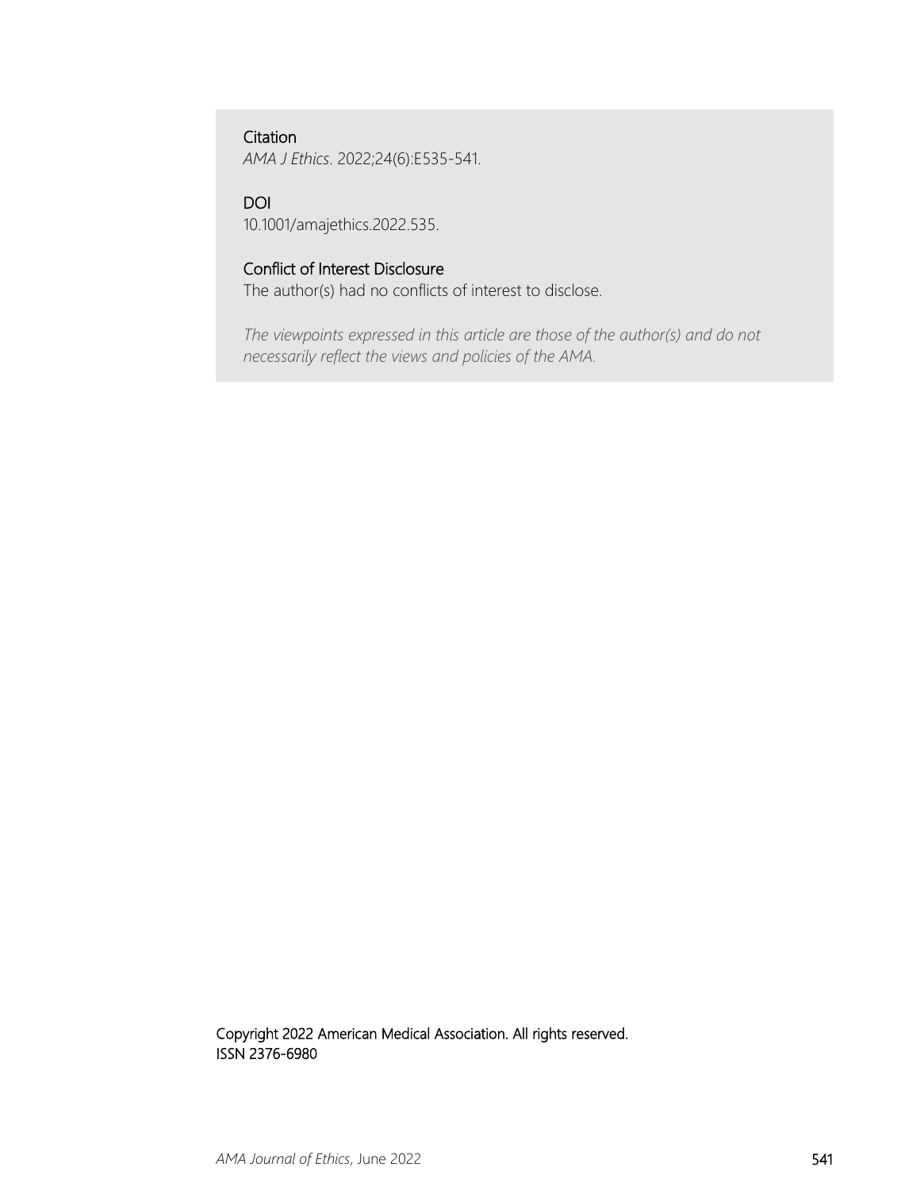**Citation**
*AMA J Ethics*. 2022;24(6):E535-541.

**DOI**
10.1001/amajethics.2022.535.

**Conflict of Interest Disclosure**
The author(s) had no conflicts of interest to disclose.

*The viewpoints expressed in this article are those of the author(s) and do not necessarily reflect the views and policies of the AMA.*

Copyright 2022 American Medical Association. All rights reserved.
ISSN 2376-6980